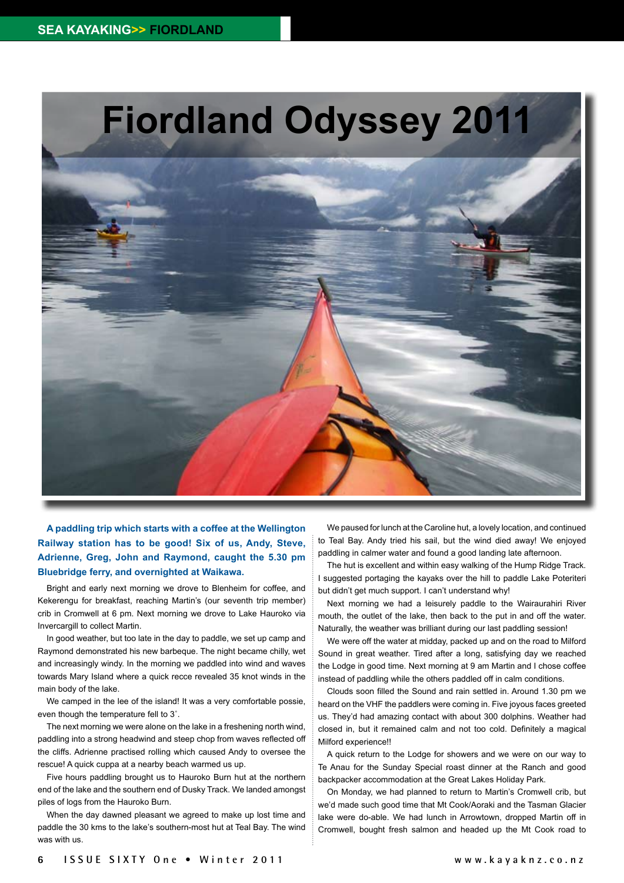# Fiordland Odyssey 2011

**A paddling trip which starts with a coffee at the Wellington Railway station has to be good! Six of us, Andy, Steve, Adrienne, Greg, John and Raymond, caught the 5.30 pm Bluebridge ferry, and overnighted at Waikawa.**

Bright and early next morning we drove to Blenheim for coffee, and Kekerengu for breakfast, reaching Martin's (our seventh trip member) crib in Cromwell at 6 pm. Next morning we drove to Lake Hauroko via Invercargill to collect Martin.

In good weather, but too late in the day to paddle, we set up camp and Raymond demonstrated his new barbeque. The night became chilly, wet and increasingly windy. In the morning we paddled into wind and waves towards Mary Island where a quick recce revealed 35 knot winds in the main body of the lake.

We camped in the lee of the island! It was a very comfortable possie, even though the temperature fell to 3˚.

The next morning we were alone on the lake in a freshening north wind, paddling into a strong headwind and steep chop from waves reflected off the cliffs. Adrienne practised rolling which caused Andy to oversee the rescue! A quick cuppa at a nearby beach warmed us up.

Five hours paddling brought us to Hauroko Burn hut at the northern end of the lake and the southern end of Dusky Track. We landed amongst piles of logs from the Hauroko Burn.

When the day dawned pleasant we agreed to make up lost time and paddle the 30 kms to the lake's southern-most hut at Teal Bay. The wind was with us.

We paused for lunch at the Caroline hut, a lovely location, and continued to Teal Bay. Andy tried his sail, but the wind died away! We enjoyed paddling in calmer water and found a good landing late afternoon.

The hut is excellent and within easy walking of the Hump Ridge Track. I suggested portaging the kayaks over the hill to paddle Lake Poteriteri but didn't get much support. I can't understand why!

Next morning we had a leisurely paddle to the Wairaurahiri River mouth, the outlet of the lake, then back to the put in and off the water. Naturally, the weather was brilliant during our last paddling session!

We were off the water at midday, packed up and on the road to Milford Sound in great weather. Tired after a long, satisfying day we reached the Lodge in good time. Next morning at 9 am Martin and I chose coffee instead of paddling while the others paddled off in calm conditions.

Clouds soon filled the Sound and rain settled in. Around 1.30 pm we heard on the VHF the paddlers were coming in. Five joyous faces greeted us. They'd had amazing contact with about 300 dolphins. Weather had closed in, but it remained calm and not too cold. Definitely a magical Milford experience!!

A quick return to the Lodge for showers and we were on our way to Te Anau for the Sunday Special roast dinner at the Ranch and good backpacker accommodation at the Great Lakes Holiday Park.

On Monday, we had planned to return to Martin's Cromwell crib, but we'd made such good time that Mt Cook/Aoraki and the Tasman Glacier lake were do-able. We had lunch in Arrowtown, dropped Martin off in Cromwell, bought fresh salmon and headed up the Mt Cook road to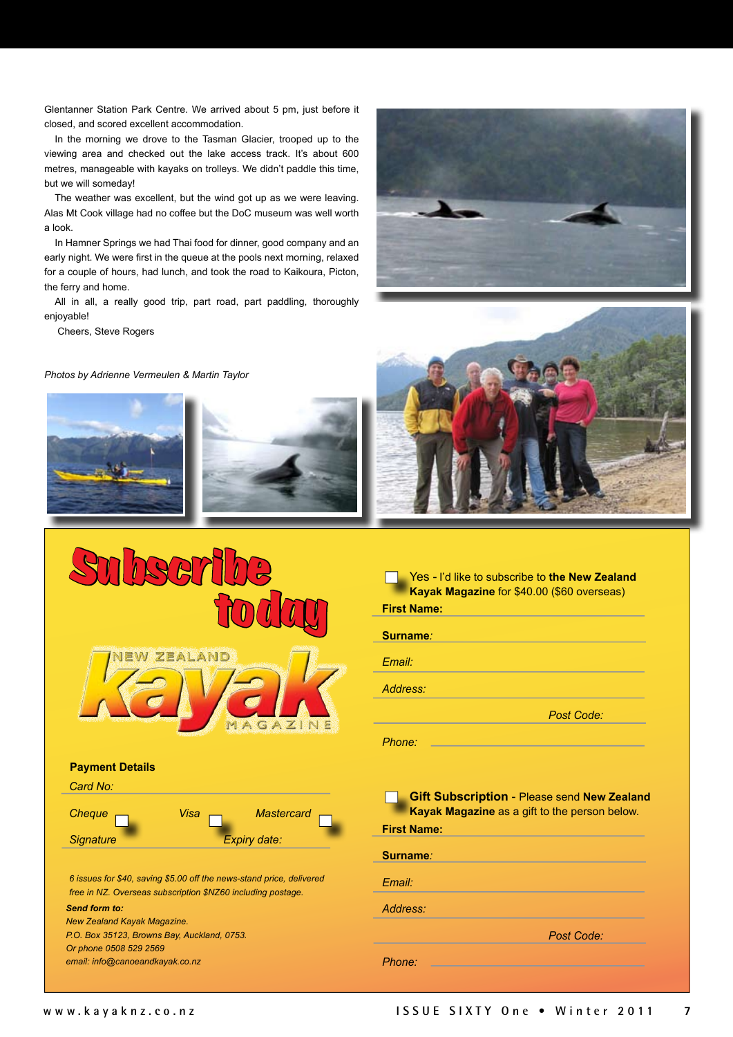Glentanner Station Park Centre. We arrived about 5 pm, just before it closed, and scored excellent accommodation.

In the morning we drove to the Tasman Glacier, trooped up to the viewing area and checked out the lake access track. It's about 600 metres, manageable with kayaks on trolleys. We didn't paddle this time, but we will someday!

The weather was excellent, but the wind got up as we were leaving. Alas Mt Cook village had no coffee but the DoC museum was well worth a look.

In Hamner Springs we had Thai food for dinner, good company and an early night. We were first in the queue at the pools next morning, relaxed for a couple of hours, had lunch, and took the road to Kaikoura, Picton, the ferry and home.

All in all, a really good trip, part road, part paddling, thoroughly enjoyable!

Cheers, Steve Rogers

*Photos by Adrienne Vermeulen & Martin Taylor*

# Subscribe today

NEW ZEALAND **kayak** MAGAZINE

**Payment Details**

*Card No:*

*Cheque* ☐ *Visa* ☐ *Mastercard* ☐

*Signature* *Expiry date:*

*6 issues for $40, saving $5.00 off the news-stand price, delivered free in NZ. Overseas subscription $NZ60 including postage.*

***Send form to:***

*New Zealand Kayak Magazine.*
*P.O. Box 35123, Browns Bay, Auckland, 0753.*
*Or phone 0508 529 2569*
*email: info@canoeandkayak.co.nz*

☐ Yes - I'd like to subscribe to **the New Zealand Kayak Magazine** for $40.00 ($60 overseas)

**First Name:**

**Surname***:*

*Email:*

*Address:*

*Post Code:*

*Phone:*

☐ **Gift Subscription** - Please send **New Zealand Kayak Magazine** as a gift to the person below.

**First Name:**

**Surname***:*

*Email:*

*Address:*

*Post Code:*

*Phone:*